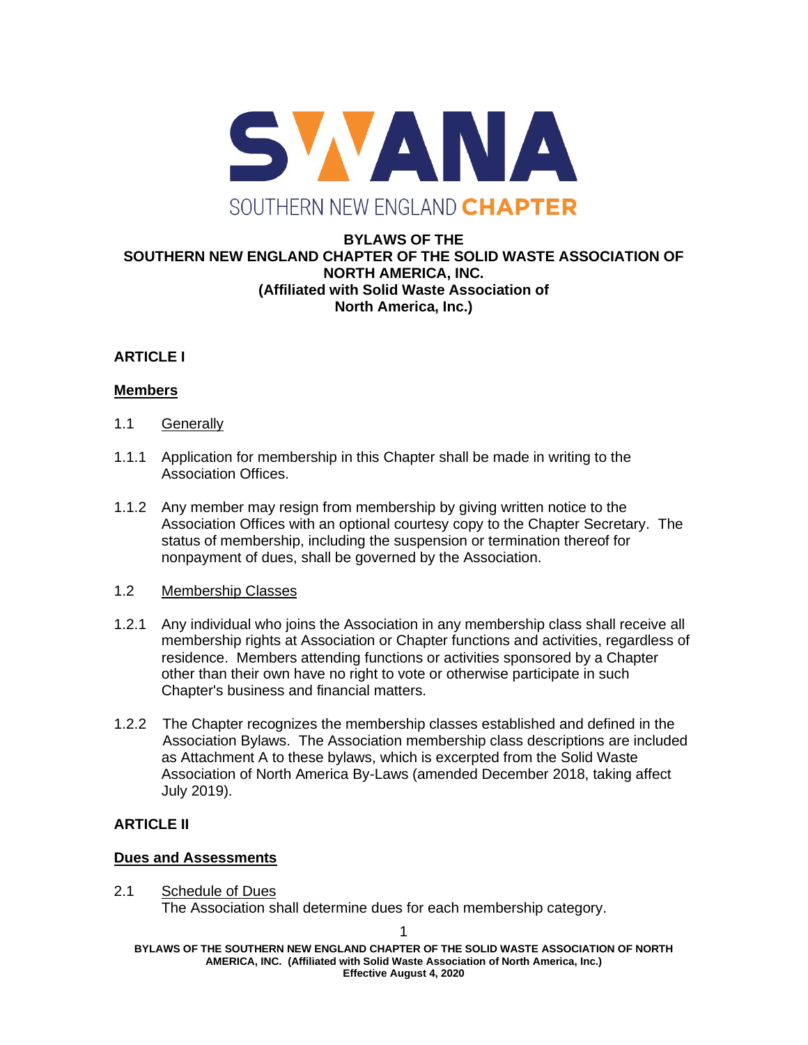# BYLAWS OF THE SOUTHERN NEW ENGLAND CHAPTER OF THE SOLID WASTE ASSOCIATION OF NORTH AMERICA, INC. (Affiliated with Solid Waste Association of North America, Inc.)

## ARTICLE I

### Members

1.1 Generally

1.1.1 Application for membership in this Chapter shall be made in writing to the Association Offices.

1.1.2 Any member may resign from membership by giving written notice to the Association Offices with an optional courtesy copy to the Chapter Secretary. The status of membership, including the suspension or termination thereof for nonpayment of dues, shall be governed by the Association.

1.2 Membership Classes

1.2.1 Any individual who joins the Association in any membership class shall receive all membership rights at Association or Chapter functions and activities, regardless of residence. Members attending functions or activities sponsored by a Chapter other than their own have no right to vote or otherwise participate in such Chapter's business and financial matters.

1.2.2 The Chapter recognizes the membership classes established and defined in the Association Bylaws. The Association membership class descriptions are included as Attachment A to these bylaws, which is excerpted from the Solid Waste Association of North America By-Laws (amended December 2018, taking affect July 2019).

## ARTICLE II

### Dues and Assessments

2.1 Schedule of Dues
The Association shall determine dues for each membership category.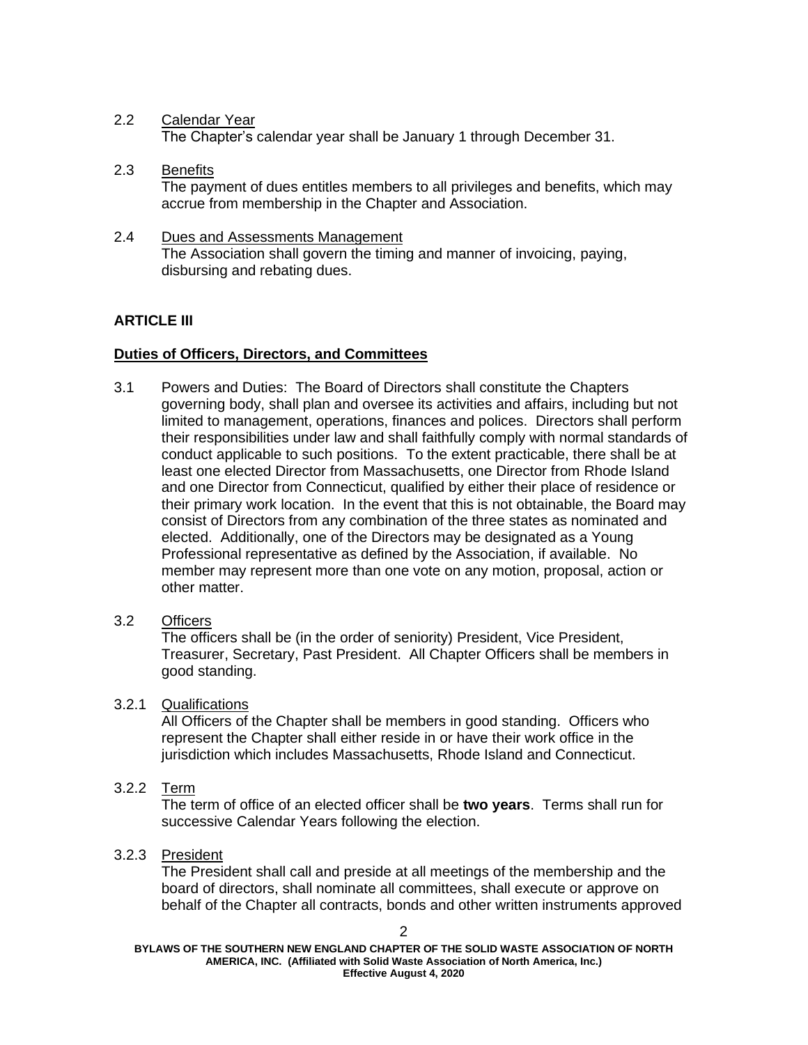2.2 Calendar Year

The Chapter's calendar year shall be January 1 through December 31.

2.3 Benefits

The payment of dues entitles members to all privileges and benefits, which may accrue from membership in the Chapter and Association.

2.4 Dues and Assessments Management

The Association shall govern the timing and manner of invoicing, paying, disbursing and rebating dues.

## ARTICLE III

### Duties of Officers, Directors, and Committees

3.1 Powers and Duties: The Board of Directors shall constitute the Chapters governing body, shall plan and oversee its activities and affairs, including but not limited to management, operations, finances and polices. Directors shall perform their responsibilities under law and shall faithfully comply with normal standards of conduct applicable to such positions. To the extent practicable, there shall be at least one elected Director from Massachusetts, one Director from Rhode Island and one Director from Connecticut, qualified by either their place of residence or their primary work location. In the event that this is not obtainable, the Board may consist of Directors from any combination of the three states as nominated and elected. Additionally, one of the Directors may be designated as a Young Professional representative as defined by the Association, if available. No member may represent more than one vote on any motion, proposal, action or other matter.

3.2 Officers

The officers shall be (in the order of seniority) President, Vice President, Treasurer, Secretary, Past President. All Chapter Officers shall be members in good standing.

3.2.1 Qualifications

All Officers of the Chapter shall be members in good standing. Officers who represent the Chapter shall either reside in or have their work office in the jurisdiction which includes Massachusetts, Rhode Island and Connecticut.

3.2.2 Term

The term of office of an elected officer shall be **two years**. Terms shall run for successive Calendar Years following the election.

3.2.3 President

The President shall call and preside at all meetings of the membership and the board of directors, shall nominate all committees, shall execute or approve on behalf of the Chapter all contracts, bonds and other written instruments approved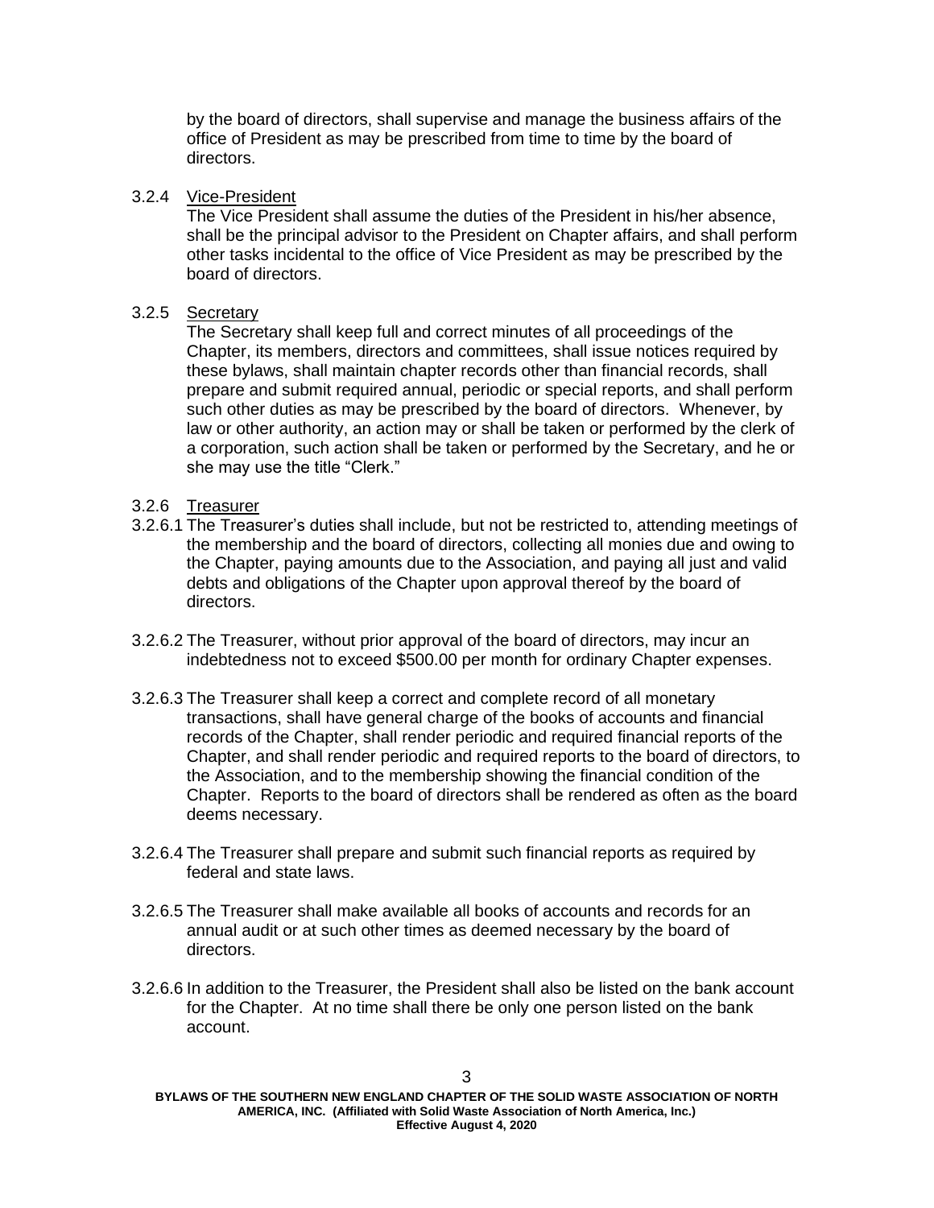by the board of directors, shall supervise and manage the business affairs of the office of President as may be prescribed from time to time by the board of directors.

3.2.4 Vice-President

The Vice President shall assume the duties of the President in his/her absence, shall be the principal advisor to the President on Chapter affairs, and shall perform other tasks incidental to the office of Vice President as may be prescribed by the board of directors.

3.2.5 Secretary

The Secretary shall keep full and correct minutes of all proceedings of the Chapter, its members, directors and committees, shall issue notices required by these bylaws, shall maintain chapter records other than financial records, shall prepare and submit required annual, periodic or special reports, and shall perform such other duties as may be prescribed by the board of directors. Whenever, by law or other authority, an action may or shall be taken or performed by the clerk of a corporation, such action shall be taken or performed by the Secretary, and he or she may use the title "Clerk."

3.2.6 Treasurer

3.2.6.1 The Treasurer's duties shall include, but not be restricted to, attending meetings of the membership and the board of directors, collecting all monies due and owing to the Chapter, paying amounts due to the Association, and paying all just and valid debts and obligations of the Chapter upon approval thereof by the board of directors.

3.2.6.2 The Treasurer, without prior approval of the board of directors, may incur an indebtedness not to exceed $500.00 per month for ordinary Chapter expenses.

3.2.6.3 The Treasurer shall keep a correct and complete record of all monetary transactions, shall have general charge of the books of accounts and financial records of the Chapter, shall render periodic and required financial reports of the Chapter, and shall render periodic and required reports to the board of directors, to the Association, and to the membership showing the financial condition of the Chapter. Reports to the board of directors shall be rendered as often as the board deems necessary.

3.2.6.4 The Treasurer shall prepare and submit such financial reports as required by federal and state laws.

3.2.6.5 The Treasurer shall make available all books of accounts and records for an annual audit or at such other times as deemed necessary by the board of directors.

3.2.6.6 In addition to the Treasurer, the President shall also be listed on the bank account for the Chapter. At no time shall there be only one person listed on the bank account.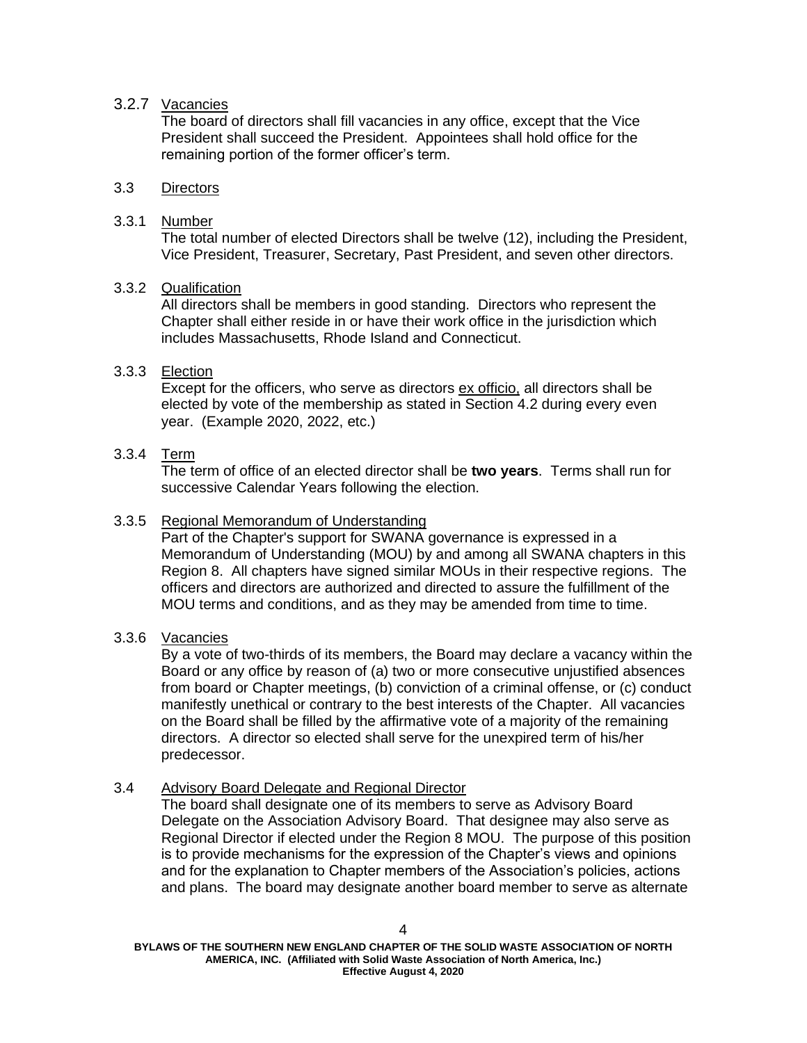### 3.2.7 Vacancies

The board of directors shall fill vacancies in any office, except that the Vice President shall succeed the President. Appointees shall hold office for the remaining portion of the former officer's term.

## 3.3 Directors

### 3.3.1 Number

The total number of elected Directors shall be twelve (12), including the President, Vice President, Treasurer, Secretary, Past President, and seven other directors.

### 3.3.2 Qualification

All directors shall be members in good standing. Directors who represent the Chapter shall either reside in or have their work office in the jurisdiction which includes Massachusetts, Rhode Island and Connecticut.

### 3.3.3 Election

Except for the officers, who serve as directors ex officio, all directors shall be elected by vote of the membership as stated in Section 4.2 during every even year. (Example 2020, 2022, etc.)

### 3.3.4 Term

The term of office of an elected director shall be **two years**. Terms shall run for successive Calendar Years following the election.

### 3.3.5 Regional Memorandum of Understanding

Part of the Chapter's support for SWANA governance is expressed in a Memorandum of Understanding (MOU) by and among all SWANA chapters in this Region 8. All chapters have signed similar MOUs in their respective regions. The officers and directors are authorized and directed to assure the fulfillment of the MOU terms and conditions, and as they may be amended from time to time.

### 3.3.6 Vacancies

By a vote of two-thirds of its members, the Board may declare a vacancy within the Board or any office by reason of (a) two or more consecutive unjustified absences from board or Chapter meetings, (b) conviction of a criminal offense, or (c) conduct manifestly unethical or contrary to the best interests of the Chapter. All vacancies on the Board shall be filled by the affirmative vote of a majority of the remaining directors. A director so elected shall serve for the unexpired term of his/her predecessor.

## 3.4 Advisory Board Delegate and Regional Director

The board shall designate one of its members to serve as Advisory Board Delegate on the Association Advisory Board. That designee may also serve as Regional Director if elected under the Region 8 MOU. The purpose of this position is to provide mechanisms for the expression of the Chapter's views and opinions and for the explanation to Chapter members of the Association's policies, actions and plans. The board may designate another board member to serve as alternate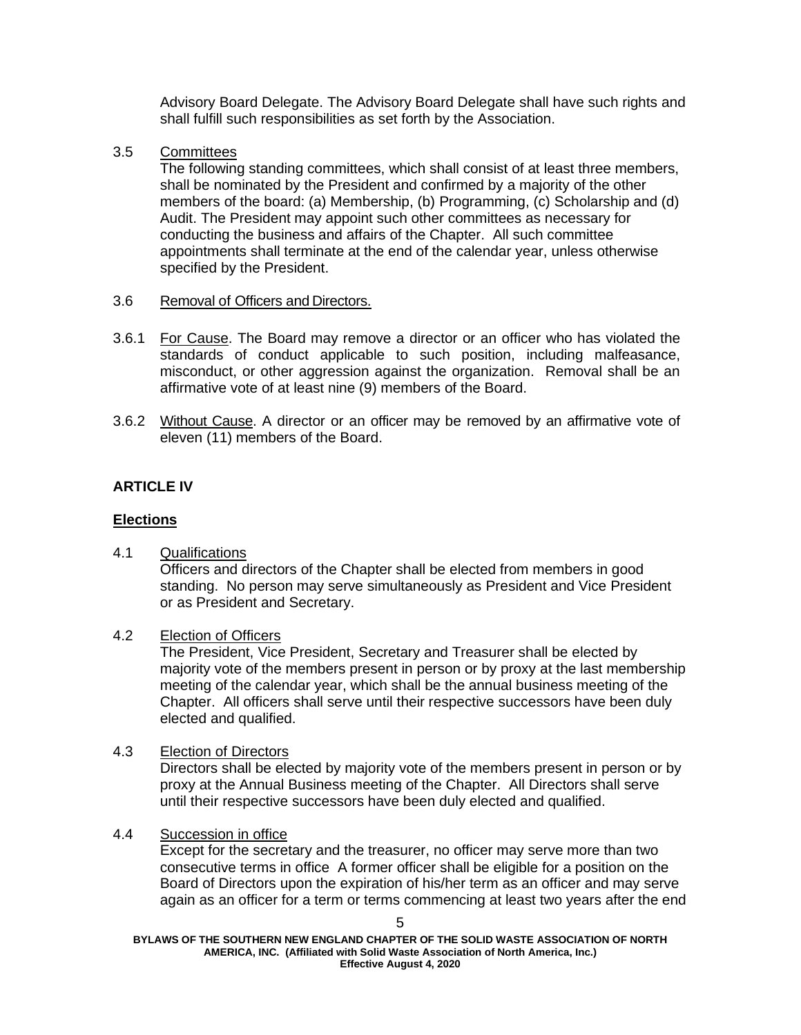Advisory Board Delegate. The Advisory Board Delegate shall have such rights and shall fulfill such responsibilities as set forth by the Association.

3.5 <u>Committees</u>

The following standing committees, which shall consist of at least three members, shall be nominated by the President and confirmed by a majority of the other members of the board: (a) Membership, (b) Programming, (c) Scholarship and (d) Audit. The President may appoint such other committees as necessary for conducting the business and affairs of the Chapter. All such committee appointments shall terminate at the end of the calendar year, unless otherwise specified by the President.

3.6 <u>Removal of Officers and Directors.</u>

3.6.1 <u>For Cause</u>. The Board may remove a director or an officer who has violated the standards of conduct applicable to such position, including malfeasance, misconduct, or other aggression against the organization. Removal shall be an affirmative vote of at least nine (9) members of the Board.

3.6.2 <u>Without Cause</u>. A director or an officer may be removed by an affirmative vote of eleven (11) members of the Board.

## ARTICLE IV

## <u>Elections</u>

4.1 <u>Qualifications</u>

Officers and directors of the Chapter shall be elected from members in good standing. No person may serve simultaneously as President and Vice President or as President and Secretary.

4.2 <u>Election of Officers</u>

The President, Vice President, Secretary and Treasurer shall be elected by majority vote of the members present in person or by proxy at the last membership meeting of the calendar year, which shall be the annual business meeting of the Chapter. All officers shall serve until their respective successors have been duly elected and qualified.

4.3 <u>Election of Directors</u>

Directors shall be elected by majority vote of the members present in person or by proxy at the Annual Business meeting of the Chapter. All Directors shall serve until their respective successors have been duly elected and qualified.

4.4 <u>Succession in office</u>

Except for the secretary and the treasurer, no officer may serve more than two consecutive terms in office A former officer shall be eligible for a position on the Board of Directors upon the expiration of his/her term as an officer and may serve again as an officer for a term or terms commencing at least two years after the end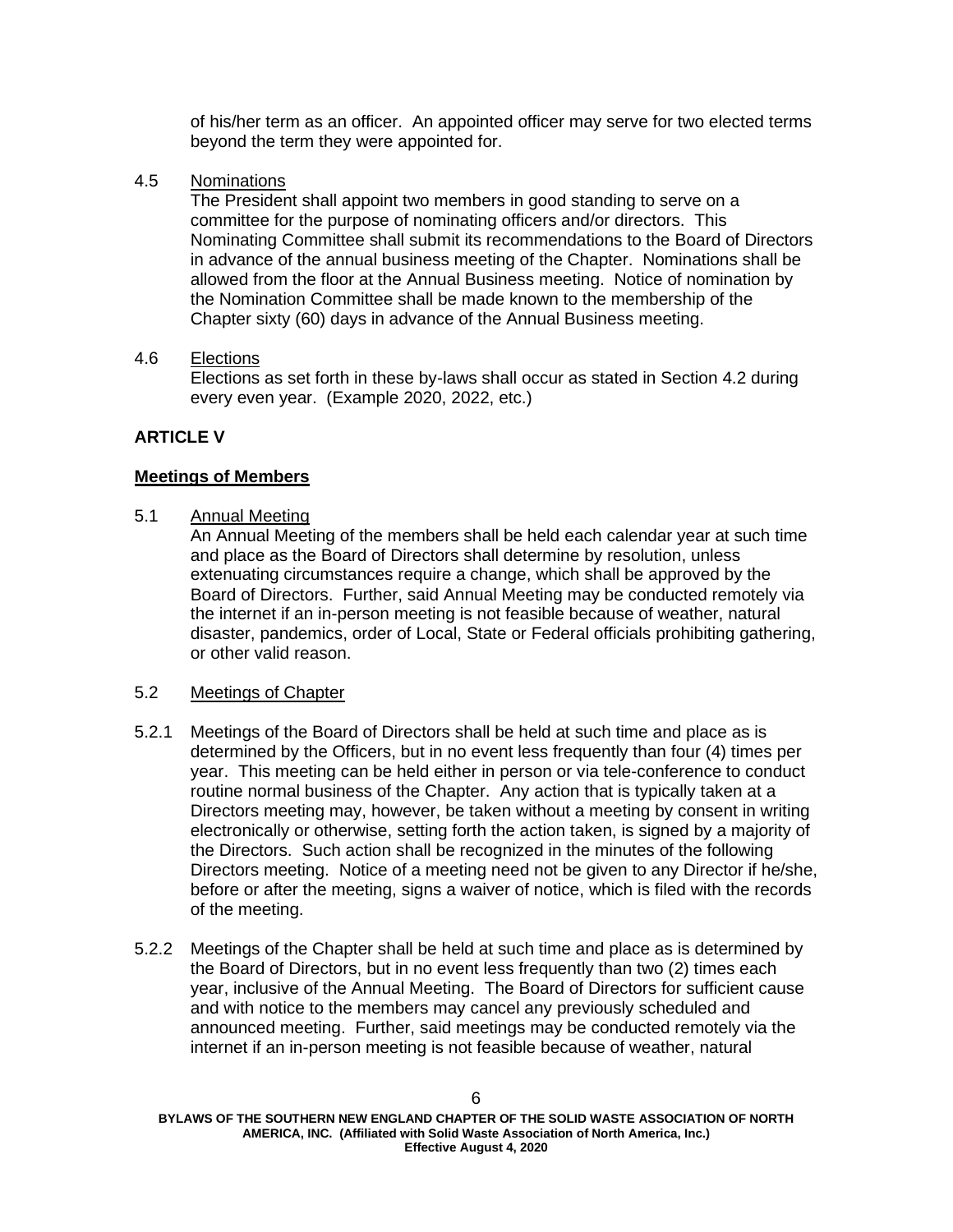of his/her term as an officer. An appointed officer may serve for two elected terms beyond the term they were appointed for.

4.5 Nominations

The President shall appoint two members in good standing to serve on a committee for the purpose of nominating officers and/or directors. This Nominating Committee shall submit its recommendations to the Board of Directors in advance of the annual business meeting of the Chapter. Nominations shall be allowed from the floor at the Annual Business meeting. Notice of nomination by the Nomination Committee shall be made known to the membership of the Chapter sixty (60) days in advance of the Annual Business meeting.

4.6 Elections

Elections as set forth in these by-laws shall occur as stated in Section 4.2 during every even year. (Example 2020, 2022, etc.)

**ARTICLE V**

**Meetings of Members**

5.1 Annual Meeting

An Annual Meeting of the members shall be held each calendar year at such time and place as the Board of Directors shall determine by resolution, unless extenuating circumstances require a change, which shall be approved by the Board of Directors. Further, said Annual Meeting may be conducted remotely via the internet if an in-person meeting is not feasible because of weather, natural disaster, pandemics, order of Local, State or Federal officials prohibiting gathering, or other valid reason.

5.2 Meetings of Chapter

5.2.1 Meetings of the Board of Directors shall be held at such time and place as is determined by the Officers, but in no event less frequently than four (4) times per year. This meeting can be held either in person or via tele-conference to conduct routine normal business of the Chapter. Any action that is typically taken at a Directors meeting may, however, be taken without a meeting by consent in writing electronically or otherwise, setting forth the action taken, is signed by a majority of the Directors. Such action shall be recognized in the minutes of the following Directors meeting. Notice of a meeting need not be given to any Director if he/she, before or after the meeting, signs a waiver of notice, which is filed with the records of the meeting.

5.2.2 Meetings of the Chapter shall be held at such time and place as is determined by the Board of Directors, but in no event less frequently than two (2) times each year, inclusive of the Annual Meeting. The Board of Directors for sufficient cause and with notice to the members may cancel any previously scheduled and announced meeting. Further, said meetings may be conducted remotely via the internet if an in-person meeting is not feasible because of weather, natural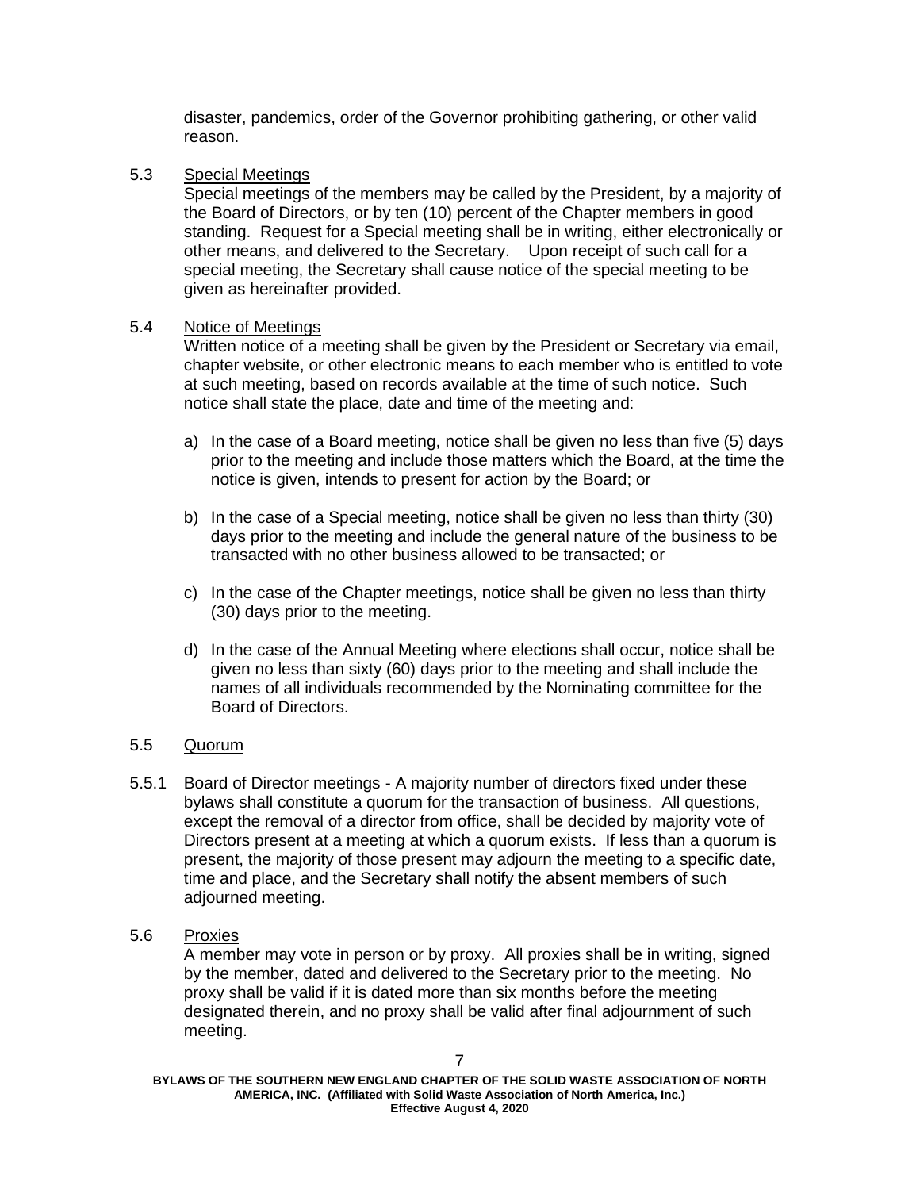disaster, pandemics, order of the Governor prohibiting gathering, or other valid reason.

5.3 Special Meetings

Special meetings of the members may be called by the President, by a majority of the Board of Directors, or by ten (10) percent of the Chapter members in good standing. Request for a Special meeting shall be in writing, either electronically or other means, and delivered to the Secretary. Upon receipt of such call for a special meeting, the Secretary shall cause notice of the special meeting to be given as hereinafter provided.

5.4 Notice of Meetings

Written notice of a meeting shall be given by the President or Secretary via email, chapter website, or other electronic means to each member who is entitled to vote at such meeting, based on records available at the time of such notice. Such notice shall state the place, date and time of the meeting and:

a) In the case of a Board meeting, notice shall be given no less than five (5) days prior to the meeting and include those matters which the Board, at the time the notice is given, intends to present for action by the Board; or

b) In the case of a Special meeting, notice shall be given no less than thirty (30) days prior to the meeting and include the general nature of the business to be transacted with no other business allowed to be transacted; or

c) In the case of the Chapter meetings, notice shall be given no less than thirty (30) days prior to the meeting.

d) In the case of the Annual Meeting where elections shall occur, notice shall be given no less than sixty (60) days prior to the meeting and shall include the names of all individuals recommended by the Nominating committee for the Board of Directors.

5.5 Quorum

5.5.1 Board of Director meetings - A majority number of directors fixed under these bylaws shall constitute a quorum for the transaction of business. All questions, except the removal of a director from office, shall be decided by majority vote of Directors present at a meeting at which a quorum exists. If less than a quorum is present, the majority of those present may adjourn the meeting to a specific date, time and place, and the Secretary shall notify the absent members of such adjourned meeting.

5.6 Proxies

A member may vote in person or by proxy. All proxies shall be in writing, signed by the member, dated and delivered to the Secretary prior to the meeting. No proxy shall be valid if it is dated more than six months before the meeting designated therein, and no proxy shall be valid after final adjournment of such meeting.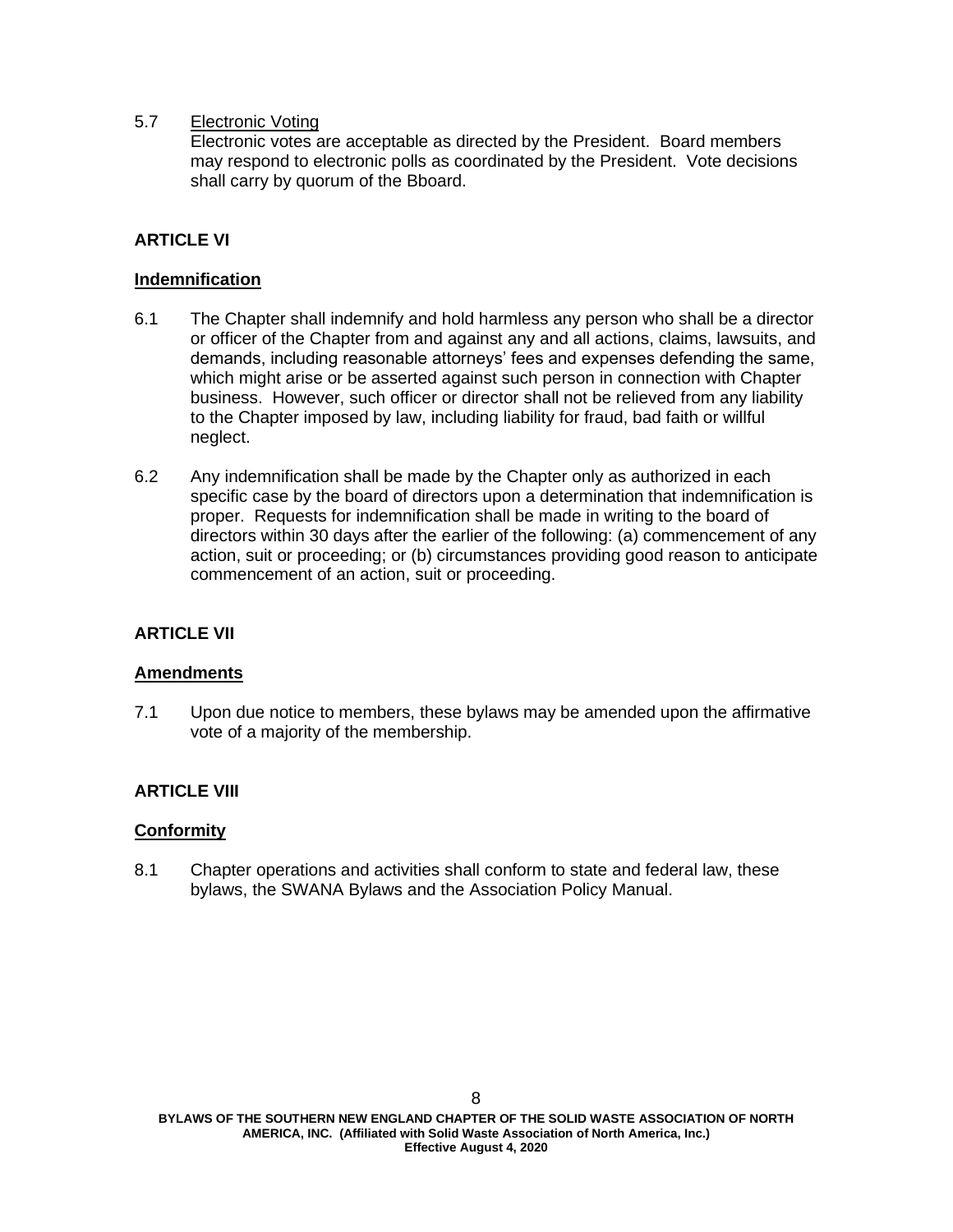5.7 Electronic Voting

Electronic votes are acceptable as directed by the President. Board members may respond to electronic polls as coordinated by the President. Vote decisions shall carry by quorum of the Bboard.

## ARTICLE VI

### Indemnification

6.1 The Chapter shall indemnify and hold harmless any person who shall be a director or officer of the Chapter from and against any and all actions, claims, lawsuits, and demands, including reasonable attorneys' fees and expenses defending the same, which might arise or be asserted against such person in connection with Chapter business. However, such officer or director shall not be relieved from any liability to the Chapter imposed by law, including liability for fraud, bad faith or willful neglect.

6.2 Any indemnification shall be made by the Chapter only as authorized in each specific case by the board of directors upon a determination that indemnification is proper. Requests for indemnification shall be made in writing to the board of directors within 30 days after the earlier of the following: (a) commencement of any action, suit or proceeding; or (b) circumstances providing good reason to anticipate commencement of an action, suit or proceeding.

## ARTICLE VII

### Amendments

7.1 Upon due notice to members, these bylaws may be amended upon the affirmative vote of a majority of the membership.

## ARTICLE VIII

### Conformity

8.1 Chapter operations and activities shall conform to state and federal law, these bylaws, the SWANA Bylaws and the Association Policy Manual.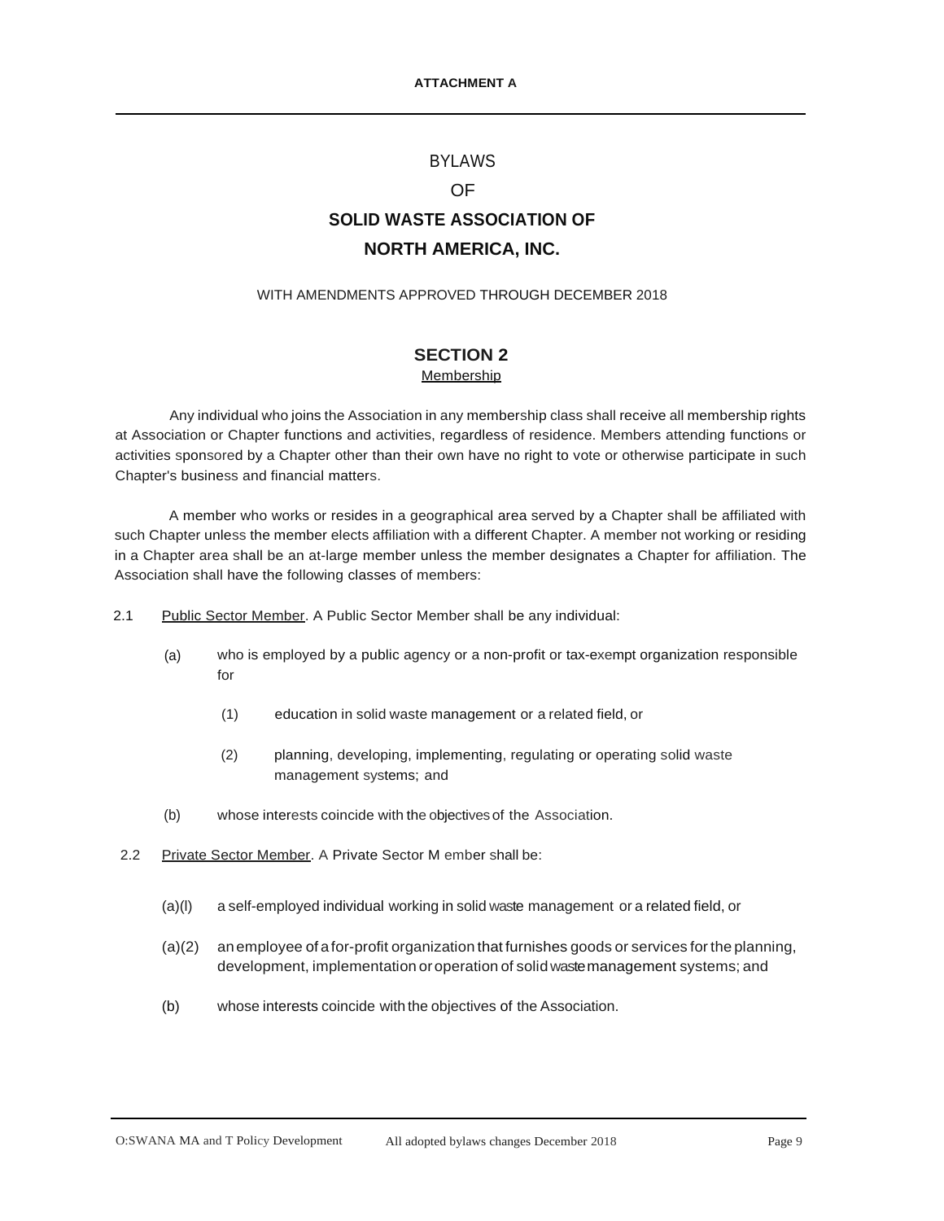**ATTACHMENT A**

# BYLAWS

# OF

# SOLID WASTE ASSOCIATION OF NORTH AMERICA, INC.

WITH AMENDMENTS APPROVED THROUGH DECEMBER 2018

## SECTION 2

Membership

Any individual who joins the Association in any membership class shall receive all membership rights at Association or Chapter functions and activities, regardless of residence. Members attending functions or activities sponsored by a Chapter other than their own have no right to vote or otherwise participate in such Chapter's business and financial matters.

A member who works or resides in a geographical area served by a Chapter shall be affiliated with such Chapter unless the member elects affiliation with a different Chapter. A member not working or residing in a Chapter area shall be an at-large member unless the member designates a Chapter for affiliation. The Association shall have the following classes of members:

2.1 Public Sector Member. A Public Sector Member shall be any individual:

- (a) who is employed by a public agency or a non-profit or tax-exempt organization responsible for
  - (1) education in solid waste management or a related field, or
  - (2) planning, developing, implementing, regulating or operating solid waste management systems; and
- (b) whose interests coincide with the objectives of the Association.

2.2 Private Sector Member. A Private Sector M ember shall be:

- (a)(l) a self-employed individual working in solid waste management or a related field, or
- (a)(2) an employee of a for-profit organization that furnishes goods or services for the planning, development, implementation or operation of solid waste management systems; and
- (b) whose interests coincide with the objectives of the Association.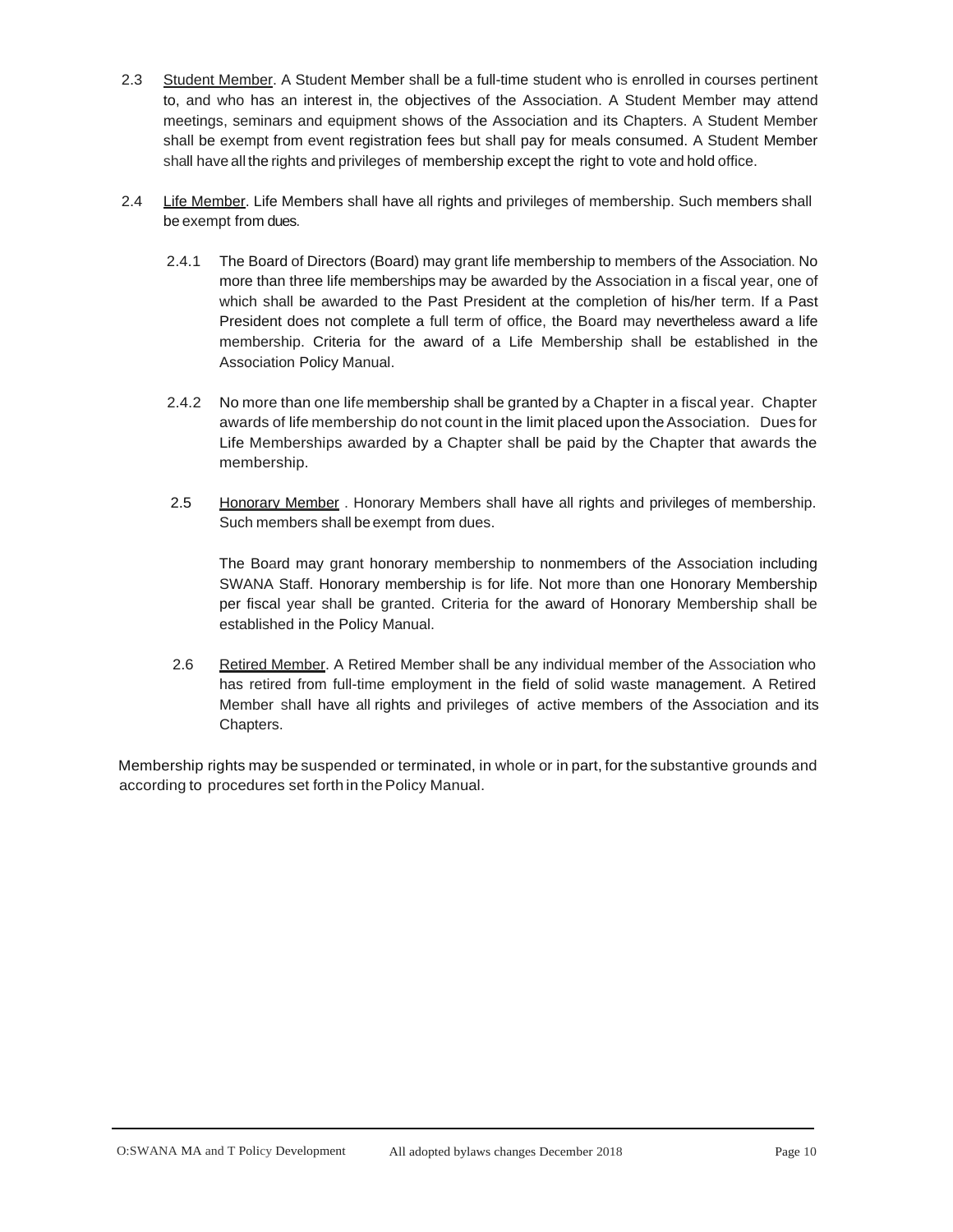2.3 Student Member. A Student Member shall be a full-time student who is enrolled in courses pertinent to, and who has an interest in, the objectives of the Association. A Student Member may attend meetings, seminars and equipment shows of the Association and its Chapters. A Student Member shall be exempt from event registration fees but shall pay for meals consumed. A Student Member shall have all the rights and privileges of membership except the right to vote and hold office.

2.4 Life Member. Life Members shall have all rights and privileges of membership. Such members shall be exempt from dues.

2.4.1 The Board of Directors (Board) may grant life membership to members of the Association. No more than three life memberships may be awarded by the Association in a fiscal year, one of which shall be awarded to the Past President at the completion of his/her term. If a Past President does not complete a full term of office, the Board may nevertheless award a life membership. Criteria for the award of a Life Membership shall be established in the Association Policy Manual.

2.4.2 No more than one life membership shall be granted by a Chapter in a fiscal year. Chapter awards of life membership do not count in the limit placed upon the Association. Dues for Life Memberships awarded by a Chapter shall be paid by the Chapter that awards the membership.

2.5 Honorary Member . Honorary Members shall have all rights and privileges of membership. Such members shall be exempt from dues.

The Board may grant honorary membership to nonmembers of the Association including SWANA Staff. Honorary membership is for life. Not more than one Honorary Membership per fiscal year shall be granted. Criteria for the award of Honorary Membership shall be established in the Policy Manual.

2.6 Retired Member. A Retired Member shall be any individual member of the Association who has retired from full-time employment in the field of solid waste management. A Retired Member shall have all rights and privileges of active members of the Association and its Chapters.

Membership rights may be suspended or terminated, in whole or in part, for the substantive grounds and according to procedures set forth in the Policy Manual.